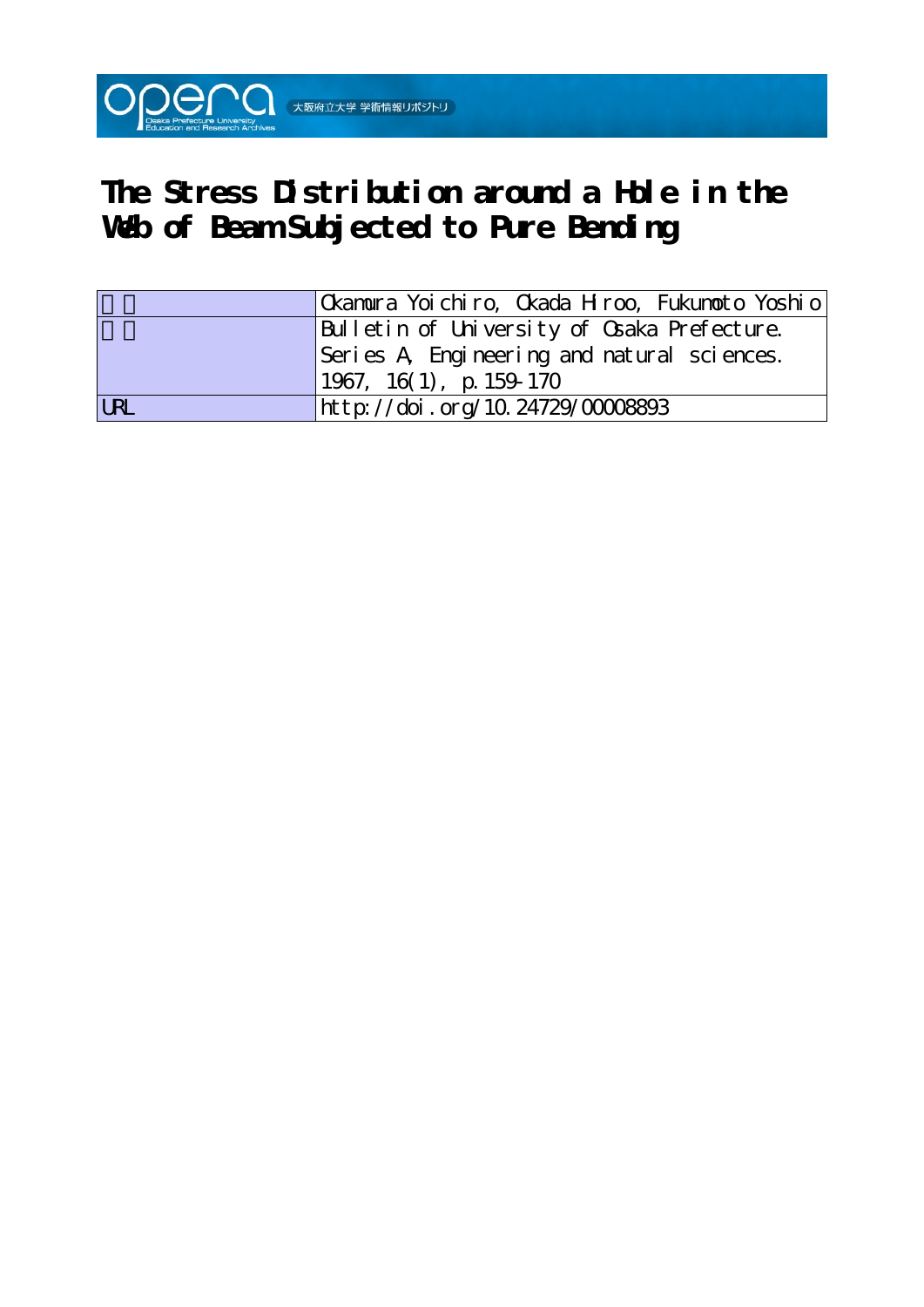# The Stress Distribution around a Hole in the Web of Beam Subjected to Pure Bending

| 著者 | Okamura Yoichiro, Okada Hiroo, Fukumoto Yoshio |
| --- | --- |
| 雑誌 | Bulletin of University of Osaka Prefecture. Series A, Engineering and natural sciences. 1967, 16(1), p.159-170 |
| URL | http://doi.org/10.24729/00008893 |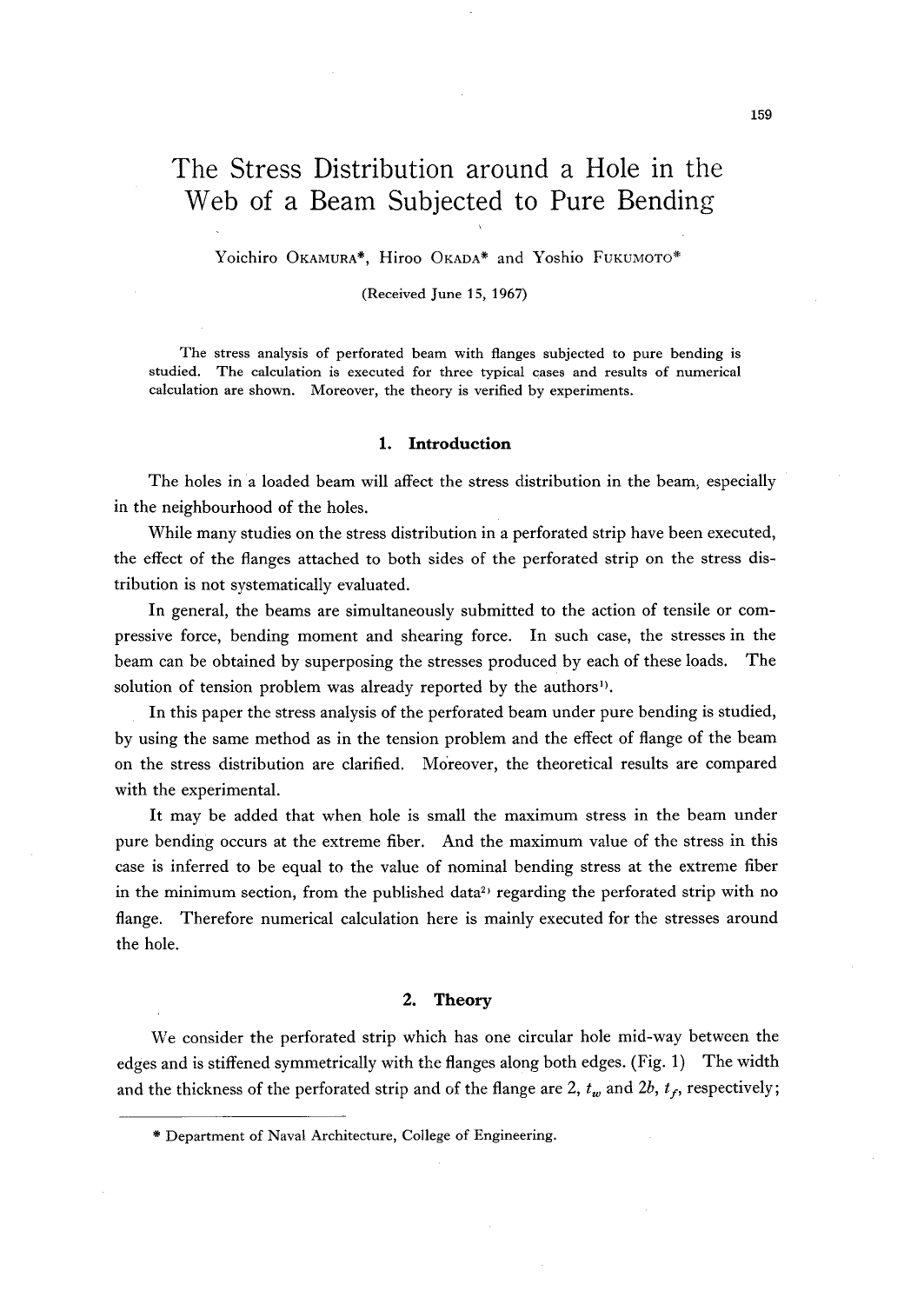# The Stress Distribution around a Hole in the Web of a Beam Subjected to Pure Bending

Yoichiro OKAMURA*, Hiroo OKADA* and Yoshio FUKUMOTO*

(Received June 15, 1967)

The stress analysis of perforated beam with flanges subjected to pure bending is studied. The calculation is executed for three typical cases and results of numerical calculation are shown. Moreover, the theory is verified by experiments.

## 1. Introduction

The holes in a loaded beam will affect the stress distribution in the beam, especially in the neighbourhood of the holes.

While many studies on the stress distribution in a perforated strip have been executed, the effect of the flanges attached to both sides of the perforated strip on the stress distribution is not systematically evaluated.

In general, the beams are simultaneously submitted to the action of tensile or compressive force, bending moment and shearing force. In such case, the stresses in the beam can be obtained by superposing the stresses produced by each of these loads. The solution of tension problem was already reported by the authors[1].

In this paper the stress analysis of the perforated beam under pure bending is studied, by using the same method as in the tension problem and the effect of flange of the beam on the stress distribution are clarified. Moreover, the theoretical results are compared with the experimental.

It may be added that when hole is small the maximum stress in the beam under pure bending occurs at the extreme fiber. And the maximum value of the stress in this case is inferred to be equal to the value of nominal bending stress at the extreme fiber in the minimum section, from the published data[2] regarding the perforated strip with no flange. Therefore numerical calculation here is mainly executed for the stresses around the hole.

## 2. Theory

We consider the perforated strip which has one circular hole mid-way between the edges and is stiffened symmetrically with the flanges along both edges. (Fig. 1) The width and the thickness of the perforated strip and of the flange are 2, $t_w$ and $2b$, $t_f$, respectively;

---

* Department of Naval Architecture, College of Engineering.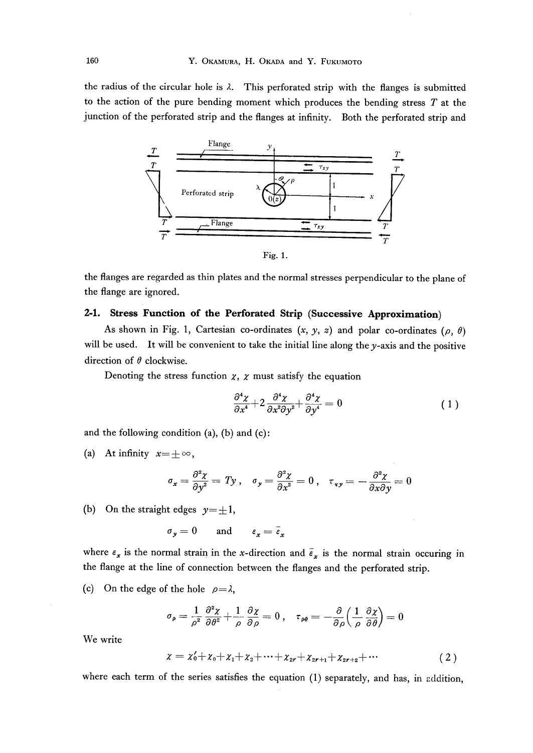the radius of the circular hole is $\lambda$. This perforated strip with the flanges is submitted to the action of the pure bending moment which produces the bending stress $T$ at the junction of the perforated strip and the flanges at infinity. Both the perforated strip and

Fig. 1.

the flanges are regarded as thin plates and the normal stresses perpendicular to the plane of the flange are ignored.

### 2-1. Stress Function of the Perforated Strip (Successive Approximation)

As shown in Fig. 1, Cartesian co-ordinates $(x, y, z)$ and polar co-ordinates $(\rho, \theta)$ will be used. It will be convenient to take the initial line along the $y$-axis and the positive direction of $\theta$ clockwise.

Denoting the stress function $\chi$, $\chi$ must satisfy the equation

$$\frac{\partial^4 \chi}{\partial x^4}+2\frac{\partial^4 \chi}{\partial x^2 \partial y^2}+\frac{\partial^4 \chi}{\partial y^4}=0 \tag{1}$$

and the following condition (a), (b) and (c):

(a) At infinity $x=\pm\infty$,

$$\sigma_x=\frac{\partial^2 \chi}{\partial y^2}=Ty\,, \quad \sigma_y=\frac{\partial^2 \chi}{\partial x^2}=0\,, \quad \tau_{xy}=-\frac{\partial^2 \chi}{\partial x \partial y}=0$$

(b) On the straight edges $y=\pm 1$,

$$\sigma_y=0 \quad \text{and} \quad \varepsilon_x=\bar{\varepsilon}_x$$

where $\varepsilon_x$ is the normal strain in the $x$-direction and $\bar{\varepsilon}_x$ is the normal strain occuring in the flange at the line of connection between the flanges and the perforated strip.

(c) On the edge of the hole $\rho=\lambda$,

$$\sigma_\rho=\frac{1}{\rho^2}\frac{\partial^2 \chi}{\partial \theta^2}+\frac{1}{\rho}\frac{\partial \chi}{\partial \rho}=0\,, \quad \tau_{\rho\theta}=-\frac{\partial}{\partial \rho}\left(\frac{1}{\rho}\frac{\partial \chi}{\partial \theta}\right)=0$$

We write

$$\chi=\chi_0'+\chi_0+\chi_1+\chi_2+\cdots+\chi_{2r}+\chi_{2r+1}+\chi_{2r+2}+\cdots \tag{2}$$

where each term of the series satisfies the equation (1) separately, and has, in addition,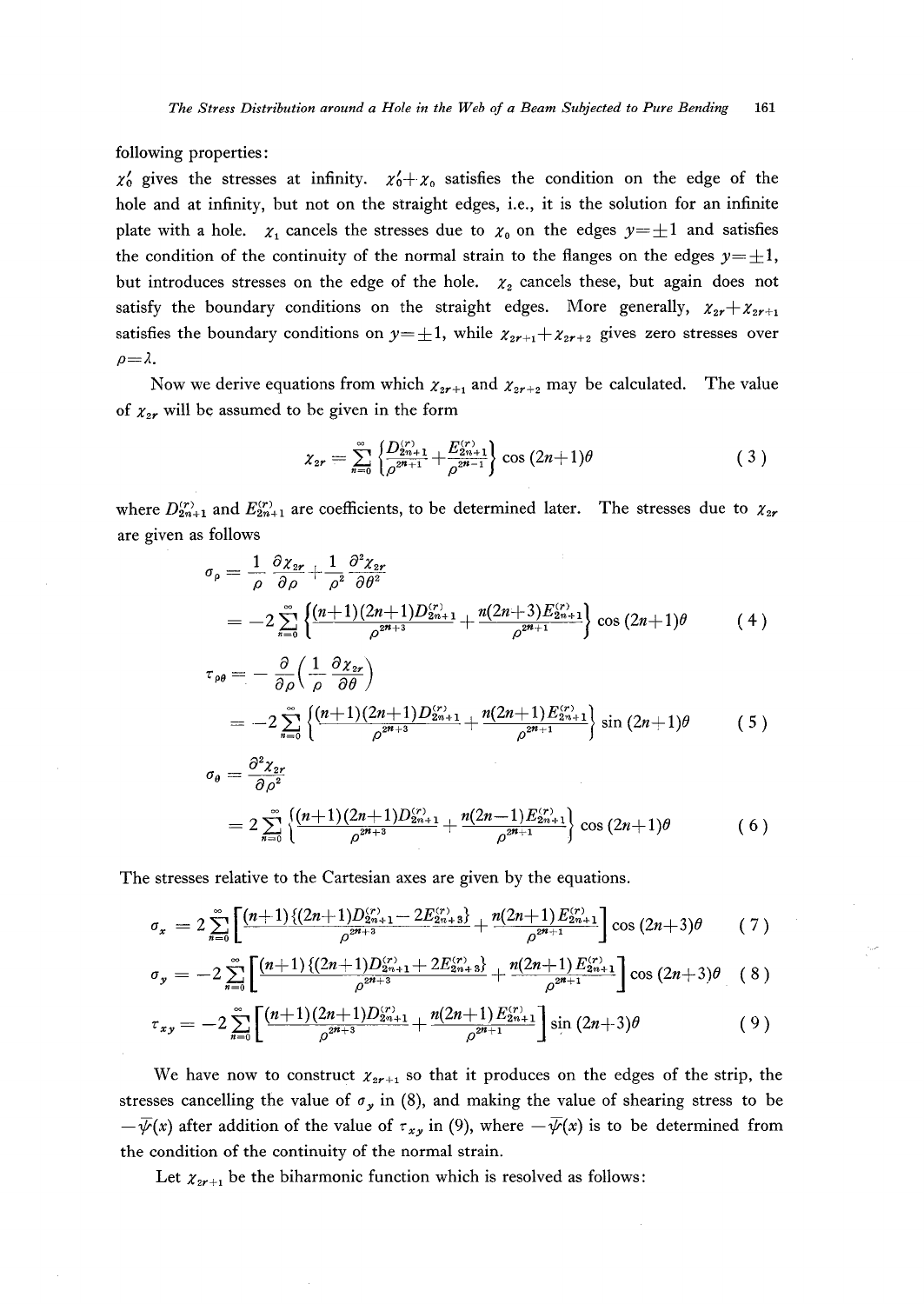following properties:

$\chi_0'$ gives the stresses at infinity. $\chi_0'+\chi_0$ satisfies the condition on the edge of the hole and at infinity, but not on the straight edges, i.e., it is the solution for an infinite plate with a hole. $\chi_1$ cancels the stresses due to $\chi_0$ on the edges $y=\pm 1$ and satisfies the condition of the continuity of the normal strain to the flanges on the edges $y=\pm 1$, but introduces stresses on the edge of the hole. $\chi_2$ cancels these, but again does not satisfy the boundary conditions on the straight edges. More generally, $\chi_{2r}+\chi_{2r+1}$ satisfies the boundary conditions on $y=\pm 1$, while $\chi_{2r+1}+\chi_{2r+2}$ gives zero stresses over $\rho=\lambda$.

Now we derive equations from which $\chi_{2r+1}$ and $\chi_{2r+2}$ may be calculated. The value of $\chi_{2r}$ will be assumed to be given in the form

$$\chi_{2r}=\sum_{n=0}^{\infty}\left\{\frac{D_{2n+1}^{(r)}}{\rho^{2n+1}}+\frac{E_{2n+1}^{(r)}}{\rho^{2n-1}}\right\}\cos(2n+1)\theta \tag{3}$$

where $D_{2n+1}^{(r)}$ and $E_{2n+1}^{(r)}$ are coefficients, to be determined later. The stresses due to $\chi_{2r}$ are given as follows

$$\begin{aligned}\sigma_\rho &= \frac{1}{\rho}\frac{\partial\chi_{2r}}{\partial\rho}+\frac{1}{\rho^2}\frac{\partial^2\chi_{2r}}{\partial\theta^2}\\ &= -2\sum_{n=0}^{\infty}\left\{\frac{(n+1)(2n+1)D_{2n+1}^{(r)}}{\rho^{2n+3}}+\frac{n(2n+3)E_{2n+1}^{(r)}}{\rho^{2n+1}}\right\}\cos(2n+1)\theta \end{aligned}\tag{4}$$

$$\begin{aligned}\tau_{\rho\theta} &= -\frac{\partial}{\partial\rho}\left(\frac{1}{\rho}\frac{\partial\chi_{2r}}{\partial\theta}\right)\\ &= -2\sum_{n=0}^{\infty}\left\{\frac{(n+1)(2n+1)D_{2n+1}^{(r)}}{\rho^{2n+3}}+\frac{n(2n+1)E_{2n+1}^{(r)}}{\rho^{2n+1}}\right\}\sin(2n+1)\theta \end{aligned}\tag{5}$$

$$\begin{aligned}\sigma_\theta &= \frac{\partial^2\chi_{2r}}{\partial\rho^2}\\ &= 2\sum_{n=0}^{\infty}\left\{\frac{(n+1)(2n+1)D_{2n+1}^{(r)}}{\rho^{2n+3}}+\frac{n(2n-1)E_{2n+1}^{(r)}}{\rho^{2n+1}}\right\}\cos(2n+1)\theta \end{aligned}\tag{6}$$

The stresses relative to the Cartesian axes are given by the equations.

$$\sigma_x = 2\sum_{n=0}^{\infty}\left[\frac{(n+1)\{(2n+1)D_{2n+1}^{(r)}-2E_{2n+3}^{(r)}\}}{\rho^{2n+3}}+\frac{n(2n+1)E_{2n+1}^{(r)}}{\rho^{2n+1}}\right]\cos(2n+3)\theta \tag{7}$$

$$\sigma_y = -2\sum_{n=0}^{\infty}\left[\frac{(n+1)\{(2n+1)D_{2n+1}^{(r)}+2E_{2n+3}^{(r)}\}}{\rho^{2n+3}}+\frac{n(2n+1)E_{2n+1}^{(r)}}{\rho^{2n+1}}\right]\cos(2n+3)\theta \tag{8}$$

$$\tau_{xy} = -2\sum_{n=0}^{\infty}\left[\frac{(n+1)(2n+1)D_{2n+1}^{(r)}}{\rho^{2n+3}}+\frac{n(2n+1)E_{2n+1}^{(r)}}{\rho^{2n+1}}\right]\sin(2n+3)\theta \tag{9}$$

We have now to construct $\chi_{2r+1}$ so that it produces on the edges of the strip, the stresses cancelling the value of $\sigma_y$ in (8), and making the value of shearing stress to be $-\bar{\psi}(x)$ after addition of the value of $\tau_{xy}$ in (9), where $-\bar{\psi}(x)$ is to be determined from the condition of the continuity of the normal strain.

Let $\chi_{2r+1}$ be the biharmonic function which is resolved as follows: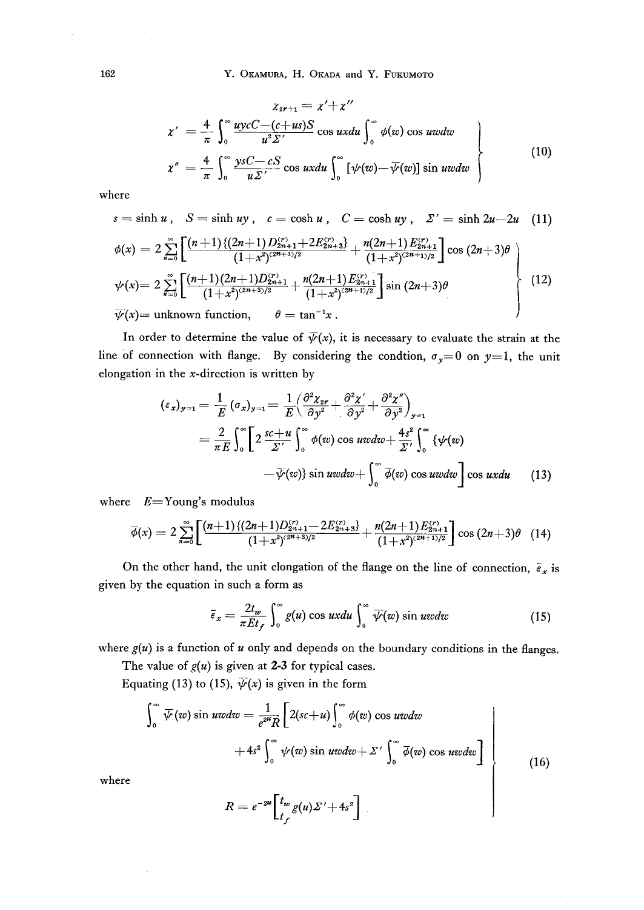$$\chi_{2r+1} = \chi' + \chi''$$

$$\left.\begin{aligned}
\chi' &= \frac{4}{\pi}\int_0^\infty \frac{uycC-(c+us)S}{u^2\Sigma'}\cos uxdu\int_0^\infty \phi(w)\cos uwdw \\
\chi'' &= \frac{4}{\pi}\int_0^\infty \frac{ysC-cS}{u\Sigma'}\cos uxdu\int_0^\infty [\psi(w)-\bar{\psi}(w)]\sin uwdw
\end{aligned}\right\} \tag{10}$$

where

$$s=\sinh u\,,\quad S=\sinh uy\,,\quad c=\cosh u\,,\quad C=\cosh uy\,,\quad \Sigma'=\sinh 2u-2u \tag{11}$$

$$\left.\begin{aligned}
\phi(x) &= 2\sum_{n=0}^{\infty}\left[\frac{(n+1)\{(2n+1)D_{2n+1}^{(r)}+2E_{2n+3}^{(r)}\}}{(1+x^2)^{(2n+3)/2}}+\frac{n(2n+1)E_{2n+1}^{(r)}}{(1+x^2)^{(2n+1)/2}}\right]\cos(2n+3)\theta \\
\psi(x) &= 2\sum_{n=0}^{\infty}\left[\frac{(n+1)(2n+1)D_{2n+1}^{(r)}}{(1+x^2)^{(2n+3)/2}}+\frac{n(2n+1)E_{2n+1}^{(r)}}{(1+x^2)^{(2n+1)/2}}\right]\sin(2n+3)\theta \\
\bar{\psi}(x) &= \text{unknown function},\qquad \theta=\tan^{-1}x\,.
\end{aligned}\right\} \tag{12}$$

In order to determine the value of $\bar{\psi}(x)$, it is necessary to evaluate the strain at the line of connection with flange. By considering the condtion, $\sigma_y=0$ on $y=1$, the unit elongation in the $x$-direction is written by

$$\begin{aligned}
(\varepsilon_x)_{y=1} &= \frac{1}{E}(\sigma_x)_{y=1}=\frac{1}{E}\left(\frac{\partial^2\chi_{2r}}{\partial y^2}+\frac{\partial^2\chi'}{\partial y^2}+\frac{\partial^2\chi''}{\partial y^2}\right)_{y=1} \\
&= \frac{2}{\pi E}\int_0^\infty\left[2\frac{sc+u}{\Sigma'}\int_0^\infty\phi(w)\cos uwdw+\frac{4s^2}{\Sigma'}\int_0^\infty\{\psi(w)\right. \\
&\qquad \left.-\bar{\psi}(w)\}\sin uwdw+\int_0^\infty\bar{\phi}(w)\cos uwdw\right]\cos uxdu
\end{aligned} \tag{13}$$

where $E$=Young's modulus

$$\bar{\phi}(x)=2\sum_{n=0}^{\infty}\left[\frac{(n+1)\{(2n+1)D_{2n+1}^{(r)}-2E_{2n+3}^{(r)}\}}{(1+x^2)^{(2n+3)/2}}+\frac{n(2n+1)E_{2n+1}^{(r)}}{(1+x^2)^{(2n+1)/2}}\right]\cos(2n+3)\theta \tag{14}$$

On the other hand, the unit elongation of the flange on the line of connection, $\bar{\varepsilon}_x$ is given by the equation in such a form as

$$\bar{\varepsilon}_x=\frac{2t_w}{\pi E t_f}\int_0^\infty g(u)\cos uxdu\int_0^\infty\bar{\psi}(w)\sin uwdw \tag{15}$$

where $g(u)$ is a function of $u$ only and depends on the boundary conditions in the flanges. The value of $g(u)$ is given at **2-3** for typical cases.

Equating (13) to (15), $\bar{\psi}(x)$ is given in the form

$$\left.\begin{aligned}
\int_0^\infty\bar{\psi}(w)\sin uwdw &= \frac{1}{e^{2u}R}\left[2(sc+u)\int_0^\infty\phi(w)\cos uwdw\right. \\
&\qquad \left.+4s^2\int_0^\infty\psi(w)\sin uwdw+\Sigma'\int_0^\infty\bar{\phi}(w)\cos uwdw\right] \\
\text{where}\qquad & \\
R &= e^{-2u}\left[\frac{t_w}{t_f}g(u)\Sigma'+4s^2\right]
\end{aligned}\right\} \tag{16}$$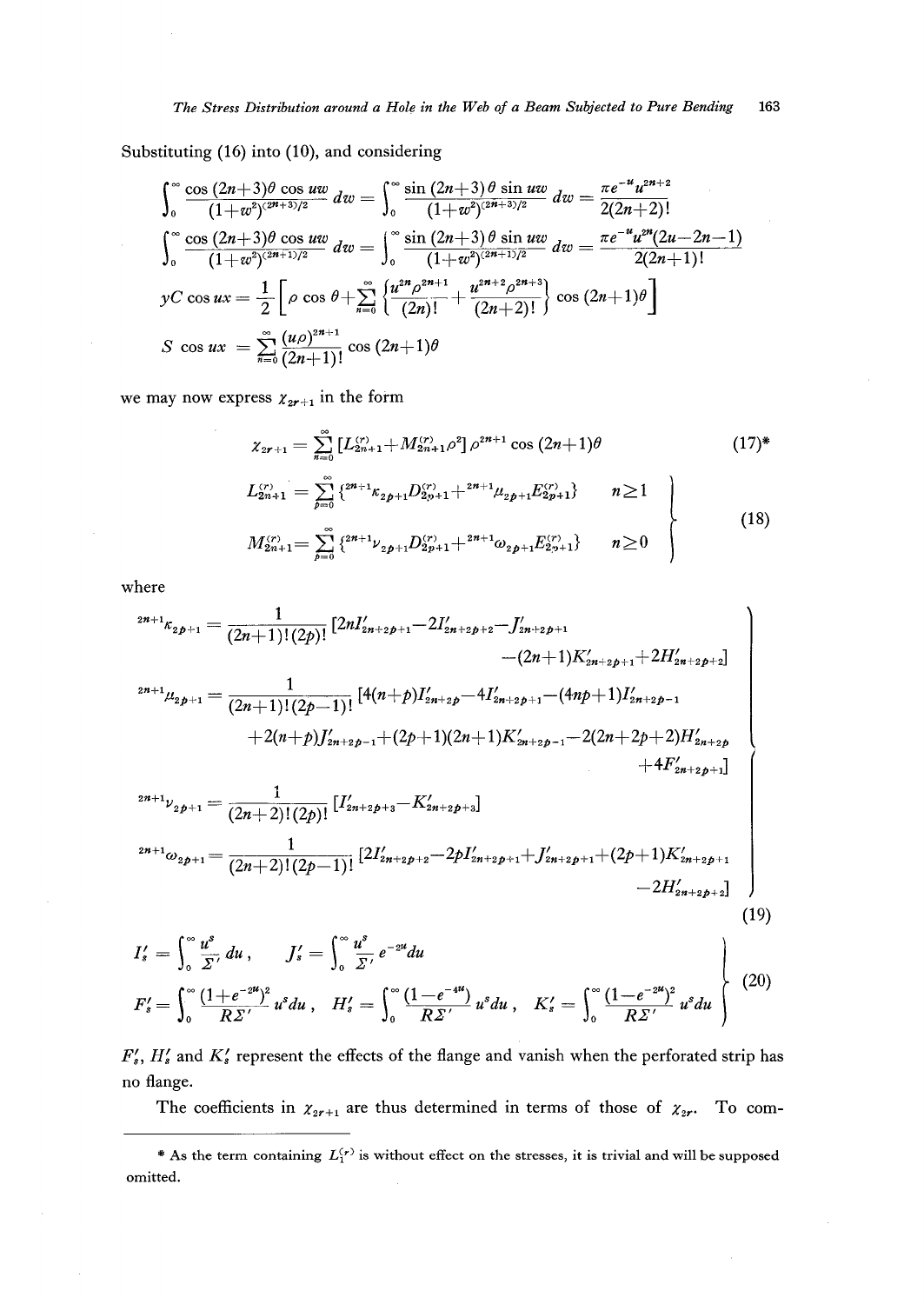Substituting (16) into (10), and considering

$$\int_0^\infty \frac{\cos(2n+3)\theta \cos uw}{(1+w^2)^{(2n+3)/2}}\,dw = \int_0^\infty \frac{\sin(2n+3)\theta \sin uw}{(1+w^2)^{(2n+3)/2}}\,dw = \frac{\pi e^{-u} u^{2n+2}}{2(2n+2)!}$$

$$\int_0^\infty \frac{\cos(2n+3)\theta \cos uw}{(1+w^2)^{(2n+1)/2}}\,dw = \int_0^\infty \frac{\sin(2n+3)\theta \sin uw}{(1+w^2)^{(2n+1)/2}}\,dw = \frac{\pi e^{-u} u^{2n}(2u-2n-1)}{2(2n+1)!}$$

$$yC \cos ux = \frac{1}{2}\left[\rho \cos\theta + \sum_{n=0}^\infty \left\{\frac{u^{2n}\rho^{2n+1}}{(2n)!} + \frac{u^{2n+2}\rho^{2n+3}}{(2n+2)!}\right\} \cos(2n+1)\theta\right]$$

$$S \cos ux = \sum_{n=0}^\infty \frac{(u\rho)^{2n+1}}{(2n+1)!} \cos(2n+1)\theta$$

we may now express $\chi_{2r+1}$ in the form

$$\chi_{2r+1} = \sum_{n=0}^\infty \left[L_{2n+1}^{(r)} + M_{2n+1}^{(r)}\rho^2\right]\rho^{2n+1}\cos(2n+1)\theta \tag{17*}$$

$$\left.\begin{aligned} L_{2n+1}^{(r)} &= \sum_{p=0}^\infty \{{}^{2n+1}\kappa_{2p+1} D_{2p+1}^{(r)} + {}^{2n+1}\mu_{2p+1} E_{2p+1}^{(r)}\} \qquad n \geq 1 \\ M_{2n+1}^{(r)} &= \sum_{p=0}^\infty \{{}^{2n+1}\nu_{2p+1} D_{2p+1}^{(r)} + {}^{2n+1}\omega_{2p+1} E_{2p+1}^{(r)}\} \qquad n \geq 0 \end{aligned}\right\} \tag{18}$$

where

$$\left.\begin{aligned} {}^{2n+1}\kappa_{2p+1} &= \frac{1}{(2n+1)!(2p)!}\left[2nI'_{2n+2p+1} - 2I'_{2n+2p+2} - J'_{2n+2p+1} - (2n+1)K'_{2n+2p+1} + 2H'_{2n+2p+2}\right] \\ {}^{2n+1}\mu_{2p+1} &= \frac{1}{(2n+1)!(2p-1)!}\left[4(n+p)I'_{2n+2p} - 4I'_{2n+2p+1} - (4np+1)I'_{2n+2p-1} \right. \\ &\quad + 2(n+p)J'_{2n+2p-1} + (2p+1)(2n+1)K'_{2n+2p-1} - 2(2n+2p+2)H'_{2n+2p} \\ &\quad \left. + 4F'_{2n+2p+1}\right] \\ {}^{2n+1}\nu_{2p+1} &= \frac{1}{(2n+2)!(2p)!}\left[I'_{2n+2p+3} - K'_{2n+2p+3}\right] \\ {}^{2n+1}\omega_{2p+1} &= \frac{1}{(2n+2)!(2p-1)!}\left[2I'_{2n+2p+2} - 2pI'_{2n+2p+1} + J'_{2n+2p+1} + (2p+1)K'_{2n+2p+1} - 2H'_{2n+2p+2}\right] \end{aligned}\right\} \tag{19}$$

$$\left.\begin{aligned} I'_s &= \int_0^\infty \frac{u^s}{\Sigma'}\,du, \qquad J'_s = \int_0^\infty \frac{u^s}{\Sigma'} e^{-2u}\,du \\ F'_s &= \int_0^\infty \frac{(1+e^{-2u})^2}{R\Sigma'} u^s\,du, \quad H'_s = \int_0^\infty \frac{(1-e^{-4u})}{R\Sigma'} u^s\,du, \quad K'_s = \int_0^\infty \frac{(1-e^{-2u})^2}{R\Sigma'} u^s\,du \end{aligned}\right\} \tag{20}$$

$F'_s$, $H'_s$ and $K'_s$ represent the effects of the flange and vanish when the perforated strip has no flange.

The coefficients in $\chi_{2r+1}$ are thus determined in terms of those of $\chi_{2r}$. To com-

---

\* As the term containing $L_1^{(r)}$ is without effect on the stresses, it is trivial and will be supposed omitted.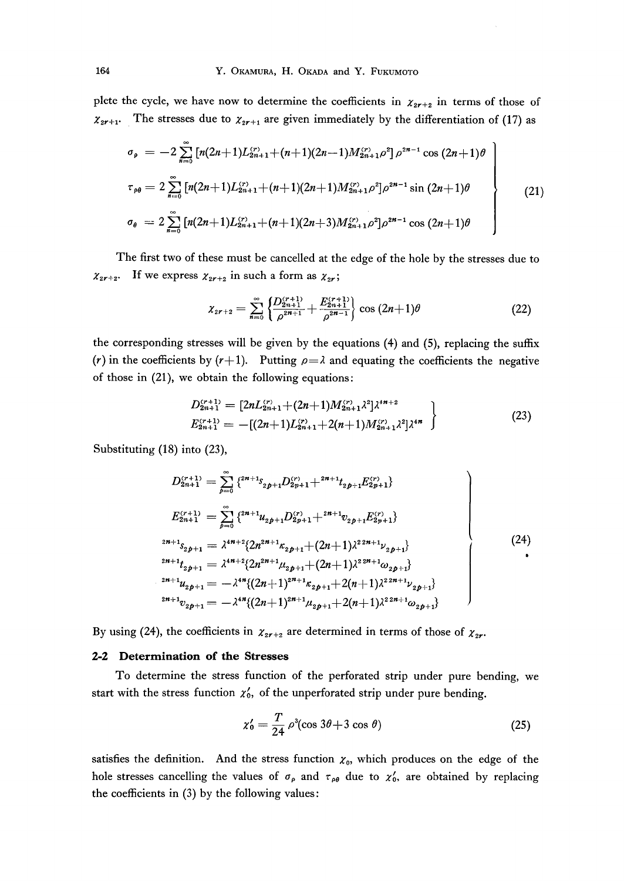plete the cycle, we have now to determine the coefficients in $\chi_{2r+2}$ in terms of those of $\chi_{2r+1}$. The stresses due to $\chi_{2r+1}$ are given immediately by the differentiation of (17) as

$$
\left.\begin{aligned}
\sigma_\rho &= -2\sum_{n=0}^{\infty}[n(2n+1)L_{2n+1}^{(r)}+(n+1)(2n-1)M_{2n+1}^{(r)}\rho^2]\rho^{2n-1}\cos(2n+1)\theta \\
\tau_{\rho\theta} &= 2\sum_{n=0}^{\infty}[n(2n+1)L_{2n+1}^{(r)}+(n+1)(2n+1)M_{2n+1}^{(r)}\rho^2]\rho^{2n-1}\sin(2n+1)\theta \\
\sigma_\theta &= 2\sum_{n=0}^{\infty}[n(2n+1)L_{2n+1}^{(r)}+(n+1)(2n+3)M_{2n+1}^{(r)}\rho^2]\rho^{2n-1}\cos(2n+1)\theta
\end{aligned}\right\} \tag{21}
$$

The first two of these must be cancelled at the edge of the hole by the stresses due to $\chi_{2r+2}$. If we express $\chi_{2r+2}$ in such a form as $\chi_{2r}$;

$$
\chi_{2r+2} = \sum_{n=0}^{\infty}\left\{\frac{D_{2n+1}^{(r+1)}}{\rho^{2n+1}}+\frac{E_{2n+1}^{(r+1)}}{\rho^{2n-1}}\right\}\cos(2n+1)\theta \tag{22}
$$

the corresponding stresses will be given by the equations (4) and (5), replacing the suffix $(r)$ in the coefficients by $(r+1)$. Putting $\rho=\lambda$ and equating the coefficients the negative of those in (21), we obtain the following equations:

$$
\left.\begin{aligned}
D_{2n+1}^{(r+1)} &= [2nL_{2n+1}^{(r)}+(2n+1)M_{2n+1}^{(r)}\lambda^2]\lambda^{4n+2} \\
E_{2n+1}^{(r+1)} &= -[(2n+1)L_{2n+1}^{(r)}+2(n+1)M_{2n+1}^{(r)}\lambda^2]\lambda^{4n}
\end{aligned}\right\} \tag{23}
$$

Substituting (18) into (23),

$$
\left.\begin{aligned}
D_{2n+1}^{(r+1)} &= \sum_{p=0}^{\infty}\{{}^{2n+1}s_{2p+1}D_{2p+1}^{(r)}+{}^{2n+1}t_{2p+1}E_{2p+1}^{(r)}\} \\
E_{2n+1}^{(r+1)} &= \sum_{p=0}^{\infty}\{{}^{2n+1}u_{2p+1}D_{2p+1}^{(r)}+{}^{2n+1}v_{2p+1}E_{2p+1}^{(r)}\} \\
{}^{2n+1}s_{2p+1} &= \lambda^{4n+2}\{2n\,{}^{2n+1}\kappa_{2p+1}+(2n+1)\lambda^{2}\,{}^{2n+1}\nu_{2p+1}\} \\
{}^{2n+1}t_{2p+1} &= \lambda^{4n+2}\{2n\,{}^{2n+1}\mu_{2p+1}+(2n+1)\lambda^{2}\,{}^{2n+1}\omega_{2p+1}\} \\
{}^{2n+1}u_{2p+1} &= -\lambda^{4n}\{(2n+1)\,{}^{2n+1}\kappa_{2p+1}+2(n+1)\lambda^{2}\,{}^{2n+1}\nu_{2p+1}\} \\
{}^{2n+1}v_{2p+1} &= -\lambda^{4n}\{(2n+1)\,{}^{2n+1}\mu_{2p+1}+2(n+1)\lambda^{2}\,{}^{2n+1}\omega_{2p+1}\}
\end{aligned}\right\} \tag{24}
$$

By using (24), the coefficients in $\chi_{2r+2}$ are determined in terms of those of $\chi_{2r}$.

### 2-2 Determination of the Stresses

To determine the stress function of the perforated strip under pure bending, we start with the stress function $\chi_0'$, of the unperforated strip under pure bending.

$$
\chi_0' = \frac{T}{24}\rho^3(\cos 3\theta+3\cos\theta) \tag{25}
$$

satisfies the definition. And the stress function $\chi_0$, which produces on the edge of the hole stresses cancelling the values of $\sigma_\rho$ and $\tau_{\rho\theta}$ due to $\chi_0'$, are obtained by replacing the coefficients in (3) by the following values: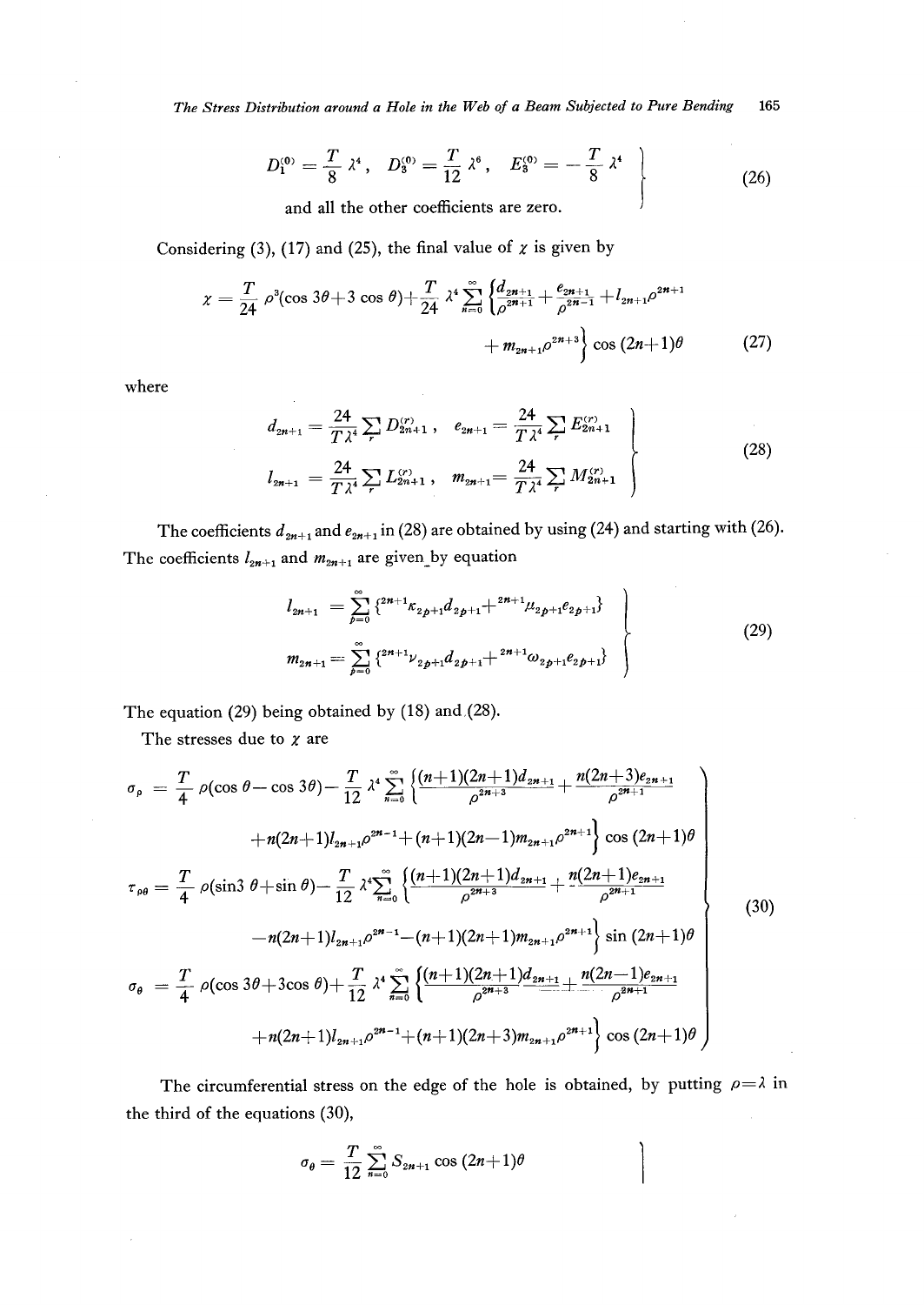$$D_1^{(0)} = \frac{T}{8}\lambda^4, \quad D_3^{(0)} = \frac{T}{12}\lambda^6, \quad E_3^{(0)} = -\frac{T}{8}\lambda^4 \tag{26}$$

and all the other coefficients are zero.

Considering (3), (17) and (25), the final value of $\chi$ is given by

$$\chi = \frac{T}{24}\rho^3(\cos 3\theta + 3\cos\theta) + \frac{T}{24}\lambda^4 \sum_{n=0}^{\infty} \left\{ \frac{d_{2n+1}}{\rho^{2n+1}} + \frac{e_{2n+1}}{\rho^{2n-1}} + l_{2n+1}\rho^{2n+1} + m_{2n+1}\rho^{2n+3} \right\} \cos(2n+1)\theta \tag{27}$$

where

$$\begin{aligned} d_{2n+1} &= \frac{24}{T\lambda^4}\sum_r D_{2n+1}^{(r)}, \quad e_{2n+1} = \frac{24}{T\lambda^4}\sum_r E_{2n+1}^{(r)} \\ l_{2n+1} &= \frac{24}{T\lambda^4}\sum_r L_{2n+1}^{(r)}, \quad m_{2n+1} = \frac{24}{T\lambda^4}\sum_r M_{2n+1}^{(r)} \end{aligned} \tag{28}$$

The coefficients $d_{2n+1}$ and $e_{2n+1}$ in (28) are obtained by using (24) and starting with (26). The coefficients $l_{2n+1}$ and $m_{2n+1}$ are given by equation

$$\begin{aligned} l_{2n+1} &= \sum_{p=0}^{\infty} \{ {}^{2n+1}\kappa_{2p+1} d_{2p+1} + {}^{2n+1}\mu_{2p+1} e_{2p+1} \} \\ m_{2n+1} &= \sum_{p=0}^{\infty} \{ {}^{2n+1}\nu_{2p+1} d_{2p+1} + {}^{2n+1}\omega_{2p+1} e_{2p+1} \} \end{aligned} \tag{29}$$

The equation (29) being obtained by (18) and (28).

The stresses due to $\chi$ are

$$\begin{aligned} \sigma_\rho &= \frac{T}{4}\rho(\cos\theta - \cos 3\theta) - \frac{T}{12}\lambda^4 \sum_{n=0}^{\infty} \left\{ \frac{(n+1)(2n+1)d_{2n+1}}{\rho^{2n+3}} + \frac{n(2n+3)e_{2n+1}}{\rho^{2n+1}} \right. \\ &\quad \left. + n(2n+1)l_{2n+1}\rho^{2n-1} + (n+1)(2n-1)m_{2n+1}\rho^{2n+1} \right\} \cos(2n+1)\theta \\ \tau_{\rho\theta} &= \frac{T}{4}\rho(\sin 3\theta + \sin\theta) - \frac{T}{12}\lambda^4 \sum_{n=0}^{\infty} \left\{ \frac{(n+1)(2n+1)d_{2n+1}}{\rho^{2n+3}} + \frac{n(2n+1)e_{2n+1}}{\rho^{2n+1}} \right. \\ &\quad \left. - n(2n+1)l_{2n+1}\rho^{2n-1} - (n+1)(2n+1)m_{2n+1}\rho^{2n+1} \right\} \sin(2n+1)\theta \\ \sigma_\theta &= \frac{T}{4}\rho(\cos 3\theta + 3\cos\theta) + \frac{T}{12}\lambda^4 \sum_{n=0}^{\infty} \left\{ \frac{(n+1)(2n+1)d_{2n+1}}{\rho^{2n+3}} + \frac{n(2n-1)e_{2n+1}}{\rho^{2n+1}} \right. \\ &\quad \left. + n(2n+1)l_{2n+1}\rho^{2n-1} + (n+1)(2n+3)m_{2n+1}\rho^{2n+1} \right\} \cos(2n+1)\theta \end{aligned} \tag{30}$$

The circumferential stress on the edge of the hole is obtained, by putting $\rho = \lambda$ in the third of the equations (30),

$$\sigma_\theta = \frac{T}{12}\sum_{n=0}^{\infty} S_{2n+1}\cos(2n+1)\theta$$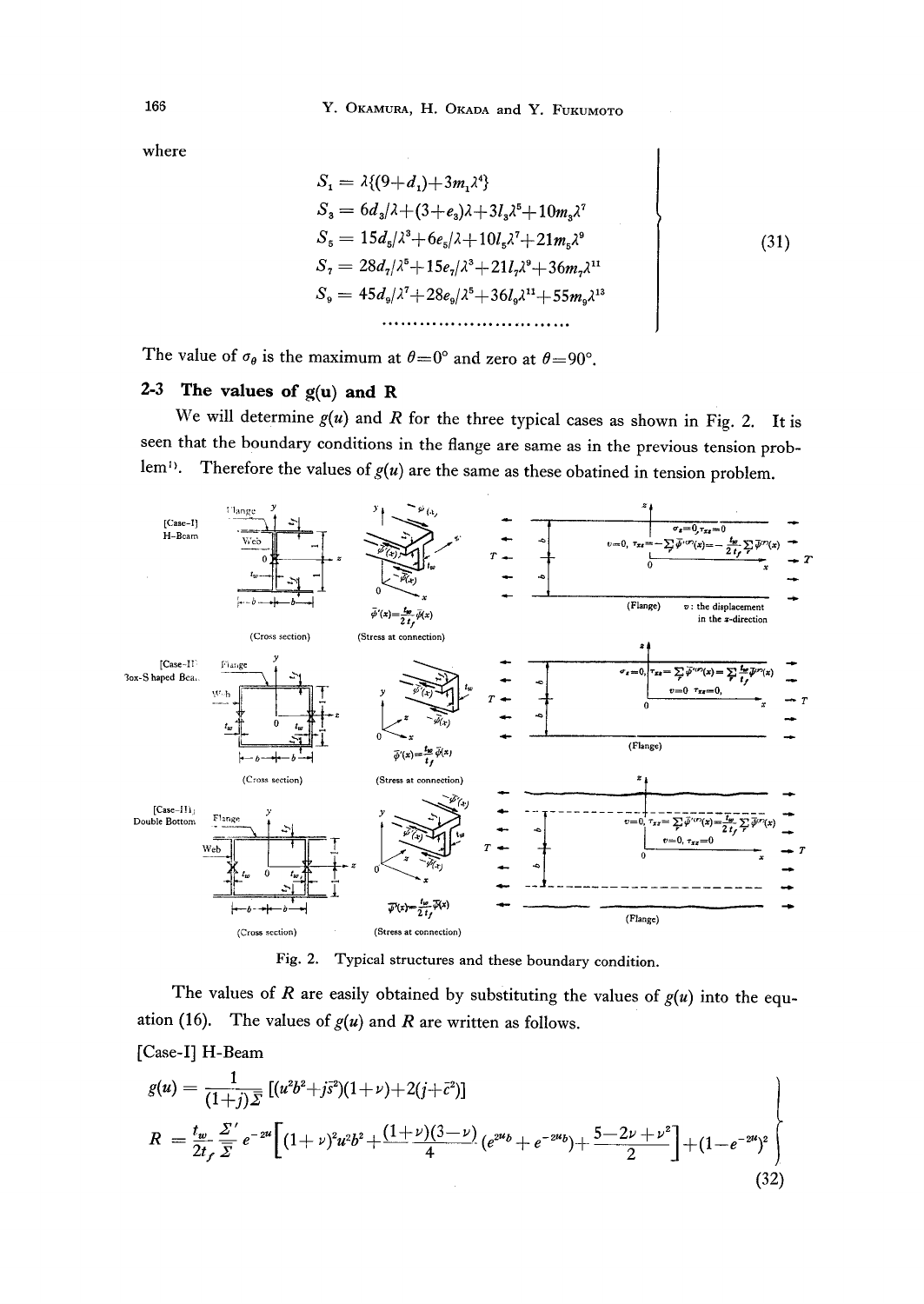where

$$
\left.
\begin{aligned}
S_1 &= \lambda\{(9+d_1)+3m_1\lambda^4\} \\
S_3 &= 6d_3/\lambda+(3+e_3)\lambda+3l_3\lambda^5+10m_3\lambda^7 \\
S_5 &= 15d_5/\lambda^3+6e_5/\lambda+10l_5\lambda^7+21m_5\lambda^9 \\
S_7 &= 28d_7/\lambda^5+15e_7/\lambda^3+21l_7\lambda^9+36m_7\lambda^{11} \\
S_9 &= 45d_9/\lambda^7+28e_9/\lambda^5+36l_9\lambda^{11}+55m_9\lambda^{13} \\
&\cdots\cdots\cdots\cdots\cdots\cdots
\end{aligned}
\right\} \tag{31}
$$

The value of $\sigma_\theta$ is the maximum at $\theta=0°$ and zero at $\theta=90°$.

### 2-3 The values of g(u) and R

We will determine $g(u)$ and $R$ for the three typical cases as shown in Fig. 2. It is seen that the boundary conditions in the flange are same as in the previous tension problem[1]. Therefore the values of $g(u)$ are the same as these obatined in tension problem.

Fig. 2. Typical structures and these boundary condition.

The values of $R$ are easily obtained by substituting the values of $g(u)$ into the equation (16). The values of $g(u)$ and $R$ are written as follows.

[Case-I] H-Beam

$$
\left.
\begin{aligned}
g(u) &= \frac{1}{(1+j)\bar{\Sigma}}[(u^2b^2+j\bar{s}^2)(1+\nu)+2(j+\bar{c}^2)] \\
R &= \frac{t_w}{2t_f}\frac{\Sigma'}{\bar{\Sigma}}e^{-2u}\left[(1+\nu)^2u^2b^2+\frac{(1+\nu)(3-\nu)}{4}(e^{2ub}+e^{-2ub})+\frac{5-2\nu+\nu^2}{2}\right]+(1-e^{-2u})^2
\end{aligned}
\right\} \tag{32}
$$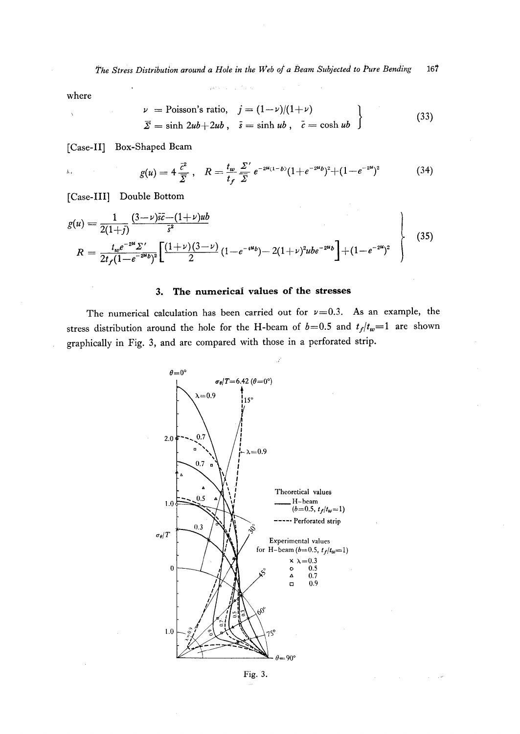where

$$\left.\begin{aligned} &\nu = \text{Poisson's ratio}, \quad j = (1-\nu)/(1+\nu) \\ &\bar{\Sigma} = \sinh 2ub + 2ub\,, \quad \bar{s} = \sinh ub\,, \quad \bar{c} = \cosh ub \end{aligned}\right\} \tag{33}$$

[Case-II] Box-Shaped Beam

$$g(u) = 4\frac{\bar{c}^2}{\bar{\Sigma}}\,, \quad R = \frac{t_w}{t_f}\frac{\Sigma'}{\bar{\Sigma}}e^{-2u(1-b)}(1+e^{-2ub})^2 + (1-e^{-2u})^2 \tag{34}$$

[Case-III] Double Bottom

$$\left.\begin{aligned} g(u) &= \frac{1}{2(1+j)}\frac{(3-\nu)\bar{s}\bar{c} - (1+\nu)ub}{\bar{s}^2} \\ R &= \frac{t_w e^{-2u}\Sigma'}{2t_f(1-e^{-2ub})^2}\left[\frac{(1+\nu)(3-\nu)}{2}(1-e^{-4ub}) - 2(1+\nu)^2 ub e^{-2ub}\right] + (1-e^{-2u})^2 \end{aligned}\right\} \tag{35}$$

## 3. The numerical values of the stresses

The numerical calculation has been carried out for $\nu = 0.3$. As an example, the stress distribution around the hole for the H-beam of $b = 0.5$ and $t_f/t_w = 1$ are shown graphically in Fig. 3, and are compared with those in a perforated strip.

Fig. 3.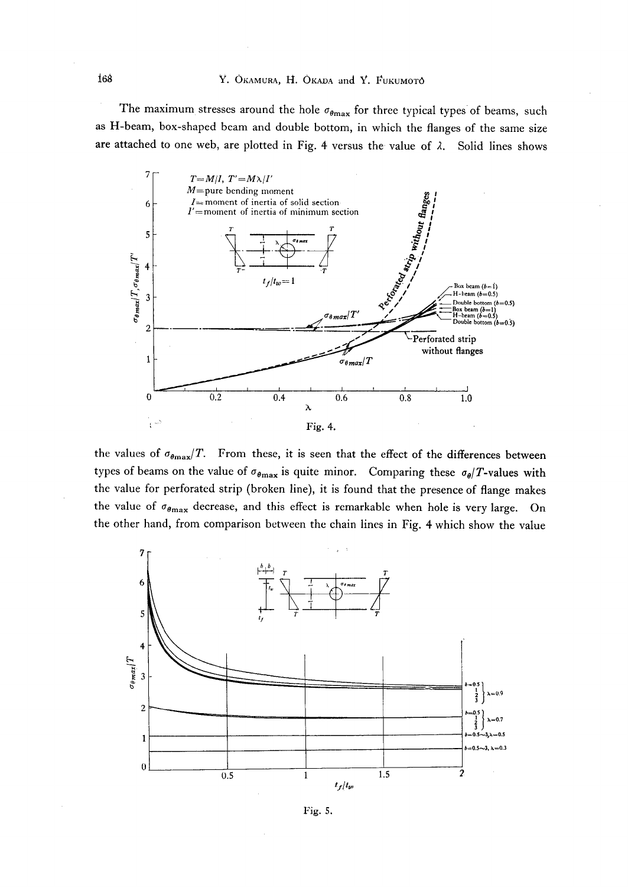The maximum stresses around the hole $\sigma_{\theta\max}$ for three typical types of beams, such as H-beam, box-shaped beam and double bottom, in which the flanges of the same size are attached to one web, are plotted in Fig. 4 versus the value of $\lambda$. Solid lines shows

Fig. 4.

the values of $\sigma_{\theta\max}/T$. From these, it is seen that the effect of the differences between types of beams on the value of $\sigma_{\theta\max}$ is quite minor. Comparing these $\sigma_\theta/T$-values with the value for perforated strip (broken line), it is found that the presence of flange makes the value of $\sigma_{\theta\max}$ decrease, and this effect is remarkable when hole is very large. On the other hand, from comparison between the chain lines in Fig. 4 which show the value

Fig. 5.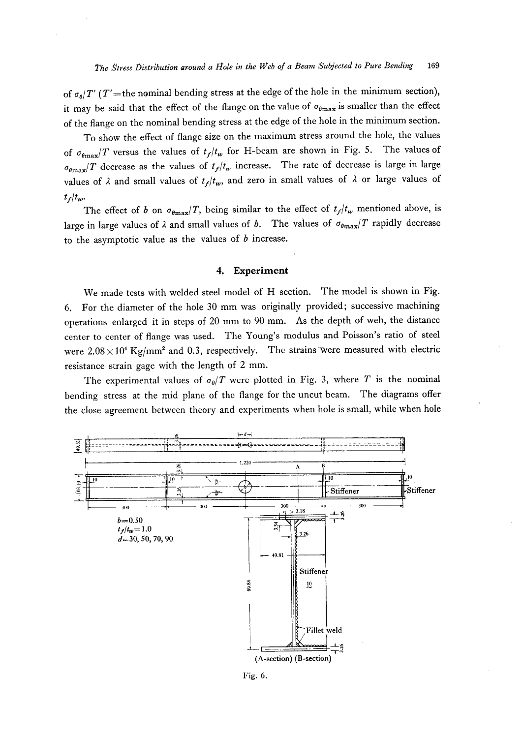of $\sigma_\theta/T'$ ($T'$=the nominal bending stress at the edge of the hole in the minimum section), it may be said that the effect of the flange on the value of $\sigma_{\theta max}$ is smaller than the effect of the flange on the nominal bending stress at the edge of the hole in the minimum section.

To show the effect of flange size on the maximum stress around the hole, the values of $\sigma_{\theta max}/T$ versus the values of $t_f/t_w$ for H-beam are shown in Fig. 5. The values of $\sigma_{\theta max}/T$ decrease as the values of $t_f/t_w$ increase. The rate of decrease is large in large values of $\lambda$ and small values of $t_f/t_w$, and zero in small values of $\lambda$ or large values of $t_f/t_w$.

The effect of $b$ on $\sigma_{\theta max}/T$, being similar to the effect of $t_f/t_w$ mentioned above, is large in large values of $\lambda$ and small values of $b$. The values of $\sigma_{\theta max}/T$ rapidly decrease to the asymptotic value as the values of $b$ increase.

## 4. Experiment

We made tests with welded steel model of H section. The model is shown in Fig. 6. For the diameter of the hole 30 mm was originally provided; successive machining operations enlarged it in steps of 20 mm to 90 mm. As the depth of web, the distance center to center of flange was used. The Young's modulus and Poisson's ratio of steel were $2.08\times10^4$ Kg/mm$^2$ and 0.3, respectively. The strains were measured with electric resistance strain gage with the length of 2 mm.

The experimental values of $\sigma_\theta/T$ were plotted in Fig. 3, where $T$ is the nominal bending stress at the mid plane of the flange for the uncut beam. The diagrams offer the close agreement between theory and experiments when hole is small, while when hole

$b$=0.50
$t_f/t_w$=1.0
$d$=30, 50, 70, 90

Fig. 6.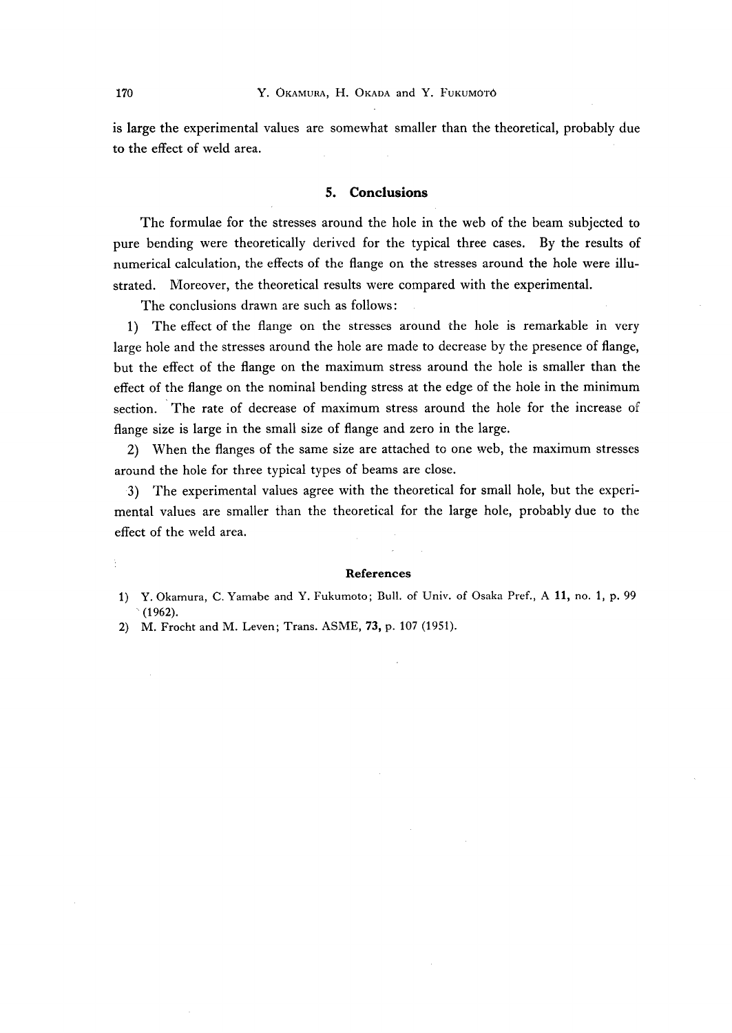is large the experimental values are somewhat smaller than the theoretical, probably due to the effect of weld area.

## 5. Conclusions

The formulae for the stresses around the hole in the web of the beam subjected to pure bending were theoretically derived for the typical three cases. By the results of numerical calculation, the effects of the flange on the stresses around the hole were illustrated. Moreover, the theoretical results were compared with the experimental.

The conclusions drawn are such as follows:

1) The effect of the flange on the stresses around the hole is remarkable in very large hole and the stresses around the hole are made to decrease by the presence of flange, but the effect of the flange on the maximum stress around the hole is smaller than the effect of the flange on the nominal bending stress at the edge of the hole in the minimum section. The rate of decrease of maximum stress around the hole for the increase of flange size is large in the small size of flange and zero in the large.

2) When the flanges of the same size are attached to one web, the maximum stresses around the hole for three typical types of beams are close.

3) The experimental values agree with the theoretical for small hole, but the experimental values are smaller than the theoretical for the large hole, probably due to the effect of the weld area.

### References

1) Y. Okamura, C. Yamabe and Y. Fukumoto; Bull. of Univ. of Osaka Pref., A **11**, no. 1, p. 99 (1962).
2) M. Frocht and M. Leven; Trans. ASME, **73**, p. 107 (1951).